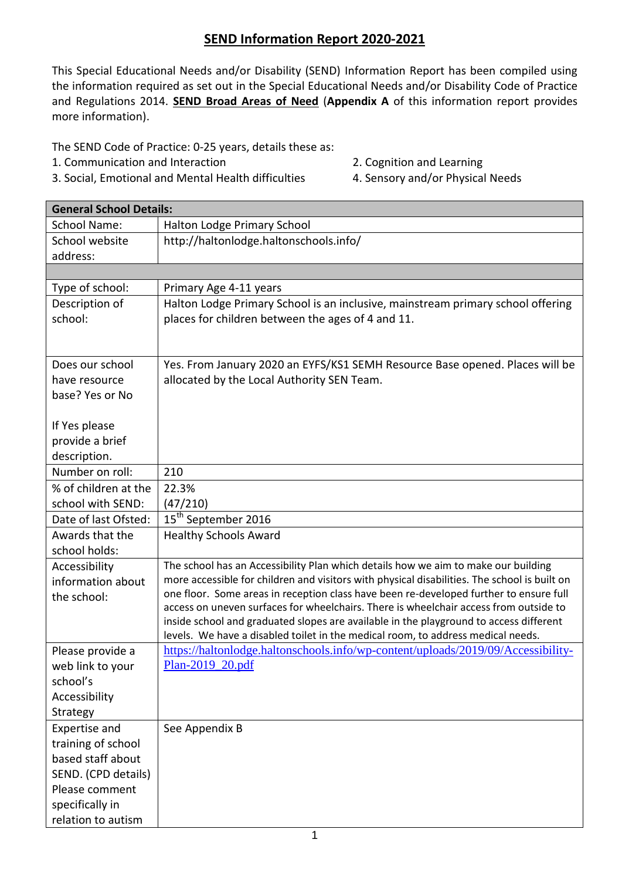# SEND Information Report 2020-2021

This Special Educational Needs and/or Disability (SEND) Information Report has been compiled using the information required as set out in the Special Educational Needs and/or Disability Code of Practice and Regulations 2014. **SEND Broad Areas of Need** (**Appendix A** of this information report provides more information).

The SEND Code of Practice: 0-25 years, details these as:

1. Communication and Interaction
2. Cognition and Learning
3. Social, Emotional and Mental Health difficulties
4. Sensory and/or Physical Needs

| **General School Details:** | |
|---|---|
| School Name: | Halton Lodge Primary School |
| School website address: | http://haltonlodge.haltonschools.info/ |
| | |
| Type of school: | Primary Age 4-11 years |
| Description of school: | Halton Lodge Primary School is an inclusive, mainstream primary school offering places for children between the ages of 4 and 11. |
| Does our school have resource base? Yes or No<br><br>If Yes please provide a brief description. | Yes. From January 2020 an EYFS/KS1 SEMH Resource Base opened. Places will be allocated by the Local Authority SEN Team. |
| Number on roll: | 210 |
| % of children at the school with SEND: | 22.3%<br>(47/210) |
| Date of last Ofsted: | 15th September 2016 |
| Awards that the school holds: | Healthy Schools Award |
| Accessibility information about the school: | The school has an Accessibility Plan which details how we aim to make our building more accessible for children and visitors with physical disabilities. The school is built on one floor. Some areas in reception class have been re-developed further to ensure full access on uneven surfaces for wheelchairs. There is wheelchair access from outside to inside school and graduated slopes are available in the playground to access different levels. We have a disabled toilet in the medical room, to address medical needs. |
| Please provide a web link to your school's Accessibility Strategy | https://haltonlodge.haltonschools.info/wp-content/uploads/2019/09/Accessibility-Plan-2019_20.pdf |
| Expertise and training of school based staff about SEND. (CPD details) Please comment specifically in relation to autism | See Appendix B |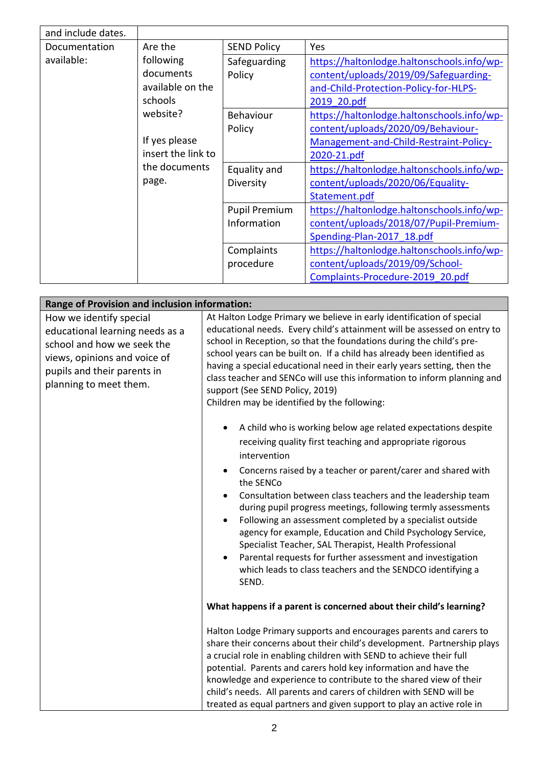| | | | |
|---|---|---|---|
| and include dates. | | | |
| Documentation available: | Are the following documents available on the schools website?<br><br>If yes please insert the link to the documents page. | SEND Policy | Yes |
| | | Safeguarding Policy | https://haltonlodge.haltonschools.info/wp-content/uploads/2019/09/Safeguarding-and-Child-Protection-Policy-for-HLPS-2019_20.pdf |
| | | Behaviour Policy | https://haltonlodge.haltonschools.info/wp-content/uploads/2020/09/Behaviour-Management-and-Child-Restraint-Policy-2020-21.pdf |
| | | Equality and Diversity | https://haltonlodge.haltonschools.info/wp-content/uploads/2020/06/Equality-Statement.pdf |
| | | Pupil Premium Information | https://haltonlodge.haltonschools.info/wp-content/uploads/2018/07/Pupil-Premium-Spending-Plan-2017_18.pdf |
| | | Complaints procedure | https://haltonlodge.haltonschools.info/wp-content/uploads/2019/09/School-Complaints-Procedure-2019_20.pdf |

| **Range of Provision and inclusion information:** | |
|---|---|
| How we identify special educational learning needs as a school and how we seek the views, opinions and voice of pupils and their parents in planning to meet them. | At Halton Lodge Primary we believe in early identification of special educational needs. Every child's attainment will be assessed on entry to school in Reception, so that the foundations during the child's pre-school years can be built on. If a child has already been identified as having a special educational need in their early years setting, then the class teacher and SENCo will use this information to inform planning and support (See SEND Policy, 2019)<br>Children may be identified by the following:<br><br>• A child who is working below age related expectations despite receiving quality first teaching and appropriate rigorous intervention<br>• Concerns raised by a teacher or parent/carer and shared with the SENCo<br>• Consultation between class teachers and the leadership team during pupil progress meetings, following termly assessments<br>• Following an assessment completed by a specialist outside agency for example, Education and Child Psychology Service, Specialist Teacher, SAL Therapist, Health Professional<br>• Parental requests for further assessment and investigation which leads to class teachers and the SENDCO identifying a SEND.<br><br>**What happens if a parent is concerned about their child's learning?**<br><br>Halton Lodge Primary supports and encourages parents and carers to share their concerns about their child's development. Partnership plays a crucial role in enabling children with SEND to achieve their full potential. Parents and carers hold key information and have the knowledge and experience to contribute to the shared view of their child's needs. All parents and carers of children with SEND will be treated as equal partners and given support to play an active role in |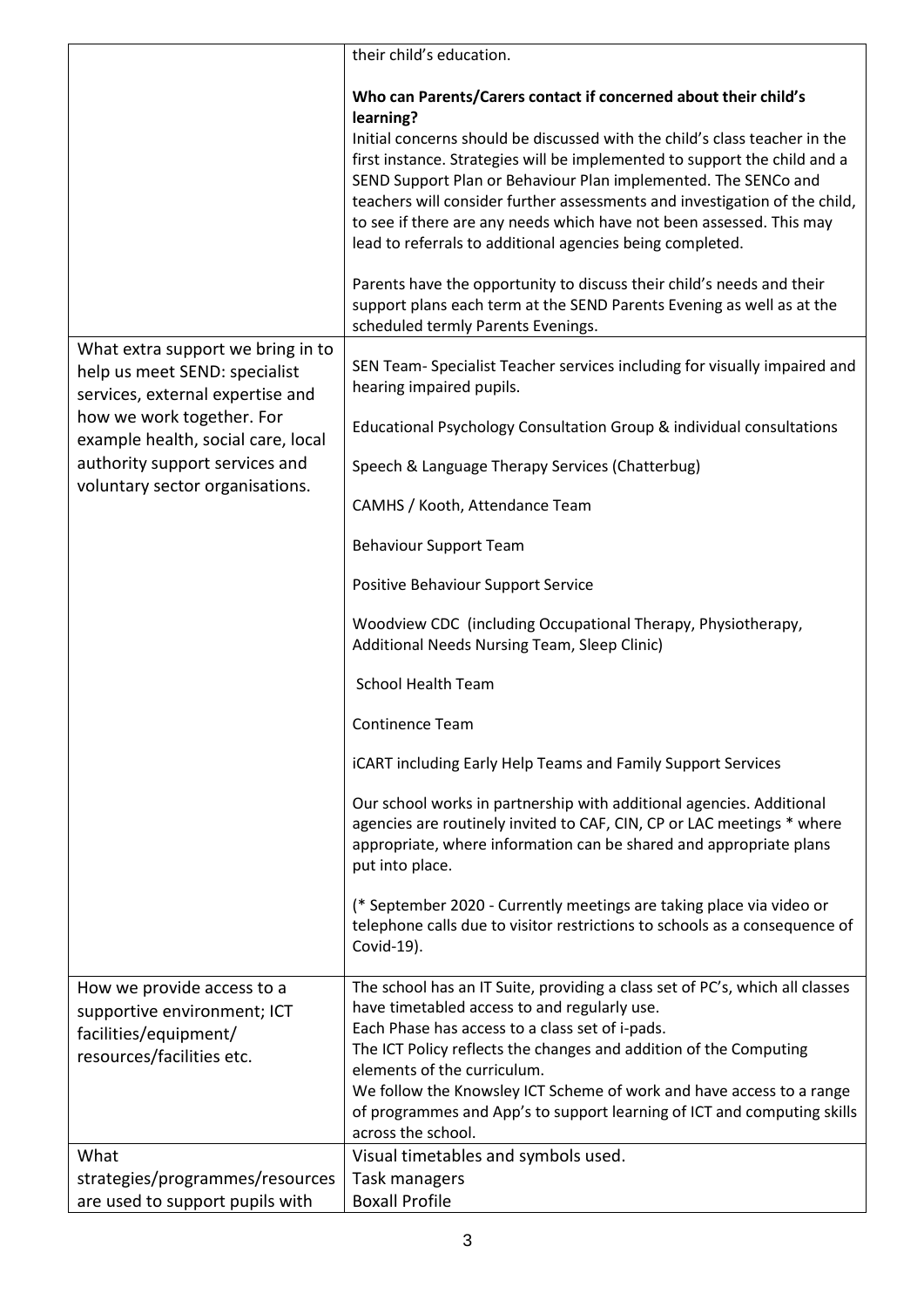| | |
|---|---|
| | their child's education.<br><br>**Who can Parents/Carers contact if concerned about their child's learning?**<br>Initial concerns should be discussed with the child's class teacher in the first instance. Strategies will be implemented to support the child and a SEND Support Plan or Behaviour Plan implemented. The SENCo and teachers will consider further assessments and investigation of the child, to see if there are any needs which have not been assessed. This may lead to referrals to additional agencies being completed.<br><br>Parents have the opportunity to discuss their child's needs and their support plans each term at the SEND Parents Evening as well as at the scheduled termly Parents Evenings. |
| What extra support we bring in to help us meet SEND: specialist services, external expertise and how we work together. For example health, social care, local authority support services and voluntary sector organisations. | SEN Team- Specialist Teacher services including for visually impaired and hearing impaired pupils.<br><br>Educational Psychology Consultation Group & individual consultations<br><br>Speech & Language Therapy Services (Chatterbug)<br><br>CAMHS / Kooth, Attendance Team<br><br>Behaviour Support Team<br><br>Positive Behaviour Support Service<br><br>Woodview CDC (including Occupational Therapy, Physiotherapy, Additional Needs Nursing Team, Sleep Clinic)<br><br>School Health Team<br><br>Continence Team<br><br>iCART including Early Help Teams and Family Support Services<br><br>Our school works in partnership with additional agencies. Additional agencies are routinely invited to CAF, CIN, CP or LAC meetings * where appropriate, where information can be shared and appropriate plans put into place.<br><br>(* September 2020 - Currently meetings are taking place via video or telephone calls due to visitor restrictions to schools as a consequence of Covid-19). |
| How we provide access to a supportive environment; ICT facilities/equipment/ resources/facilities etc. | The school has an IT Suite, providing a class set of PC's, which all classes have timetabled access to and regularly use.<br>Each Phase has access to a class set of i-pads.<br>The ICT Policy reflects the changes and addition of the Computing elements of the curriculum.<br>We follow the Knowsley ICT Scheme of work and have access to a range of programmes and App's to support learning of ICT and computing skills across the school. |
| What strategies/programmes/resources are used to support pupils with | Visual timetables and symbols used.<br>Task managers<br>Boxall Profile |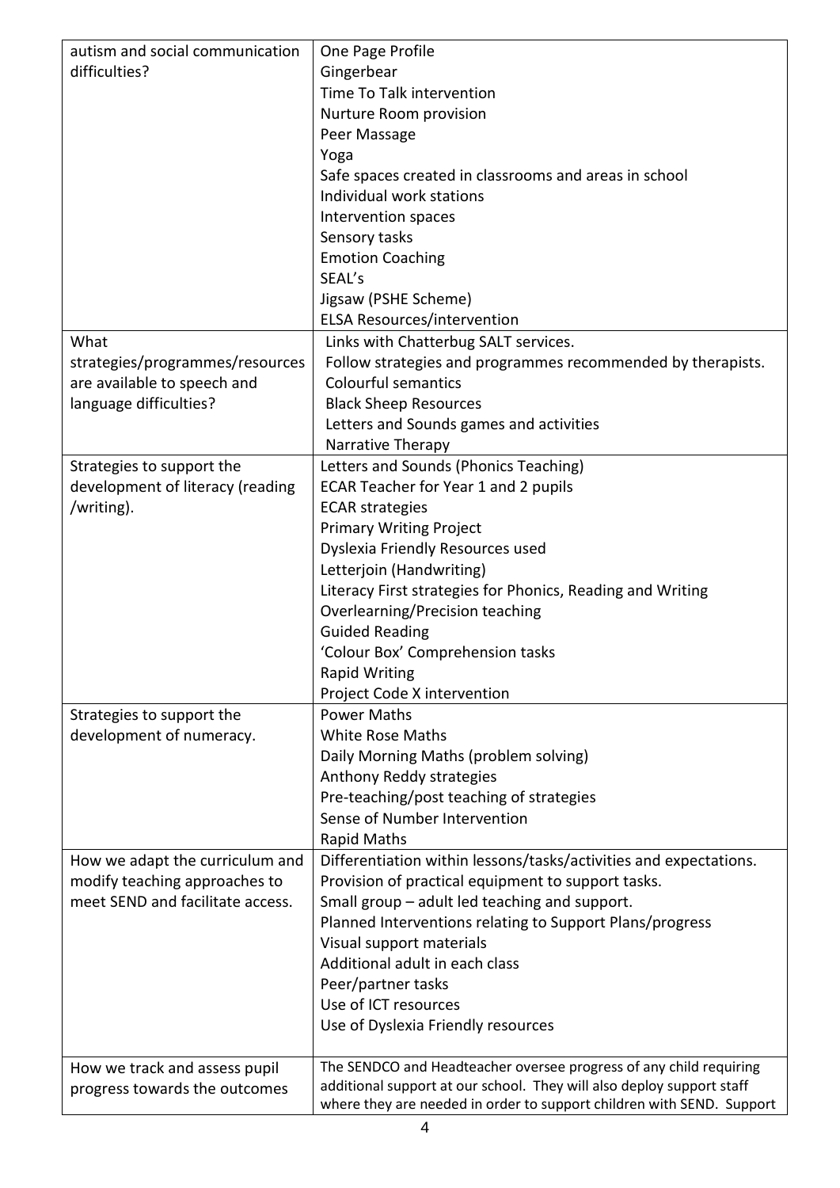| | |
|---|---|
| autism and social communication difficulties? | One Page Profile<br>Gingerbear<br>Time To Talk intervention<br>Nurture Room provision<br>Peer Massage<br>Yoga<br>Safe spaces created in classrooms and areas in school<br>Individual work stations<br>Intervention spaces<br>Sensory tasks<br>Emotion Coaching<br>SEAL's<br>Jigsaw (PSHE Scheme)<br>ELSA Resources/intervention |
| What strategies/programmes/resources are available to speech and language difficulties? | Links with Chatterbug SALT services.<br>Follow strategies and programmes recommended by therapists.<br>Colourful semantics<br>Black Sheep Resources<br>Letters and Sounds games and activities<br>Narrative Therapy |
| Strategies to support the development of literacy (reading /writing). | Letters and Sounds (Phonics Teaching)<br>ECAR Teacher for Year 1 and 2 pupils<br>ECAR strategies<br>Primary Writing Project<br>Dyslexia Friendly Resources used<br>Letterjoin (Handwriting)<br>Literacy First strategies for Phonics, Reading and Writing<br>Overlearning/Precision teaching<br>Guided Reading<br>'Colour Box' Comprehension tasks<br>Rapid Writing<br>Project Code X intervention |
| Strategies to support the development of numeracy. | Power Maths<br>White Rose Maths<br>Daily Morning Maths (problem solving)<br>Anthony Reddy strategies<br>Pre-teaching/post teaching of strategies<br>Sense of Number Intervention<br>Rapid Maths |
| How we adapt the curriculum and modify teaching approaches to meet SEND and facilitate access. | Differentiation within lessons/tasks/activities and expectations.<br>Provision of practical equipment to support tasks.<br>Small group – adult led teaching and support.<br>Planned Interventions relating to Support Plans/progress<br>Visual support materials<br>Additional adult in each class<br>Peer/partner tasks<br>Use of ICT resources<br>Use of Dyslexia Friendly resources |
| How we track and assess pupil progress towards the outcomes | The SENDCO and Headteacher oversee progress of any child requiring additional support at our school. They will also deploy support staff where they are needed in order to support children with SEND. Support |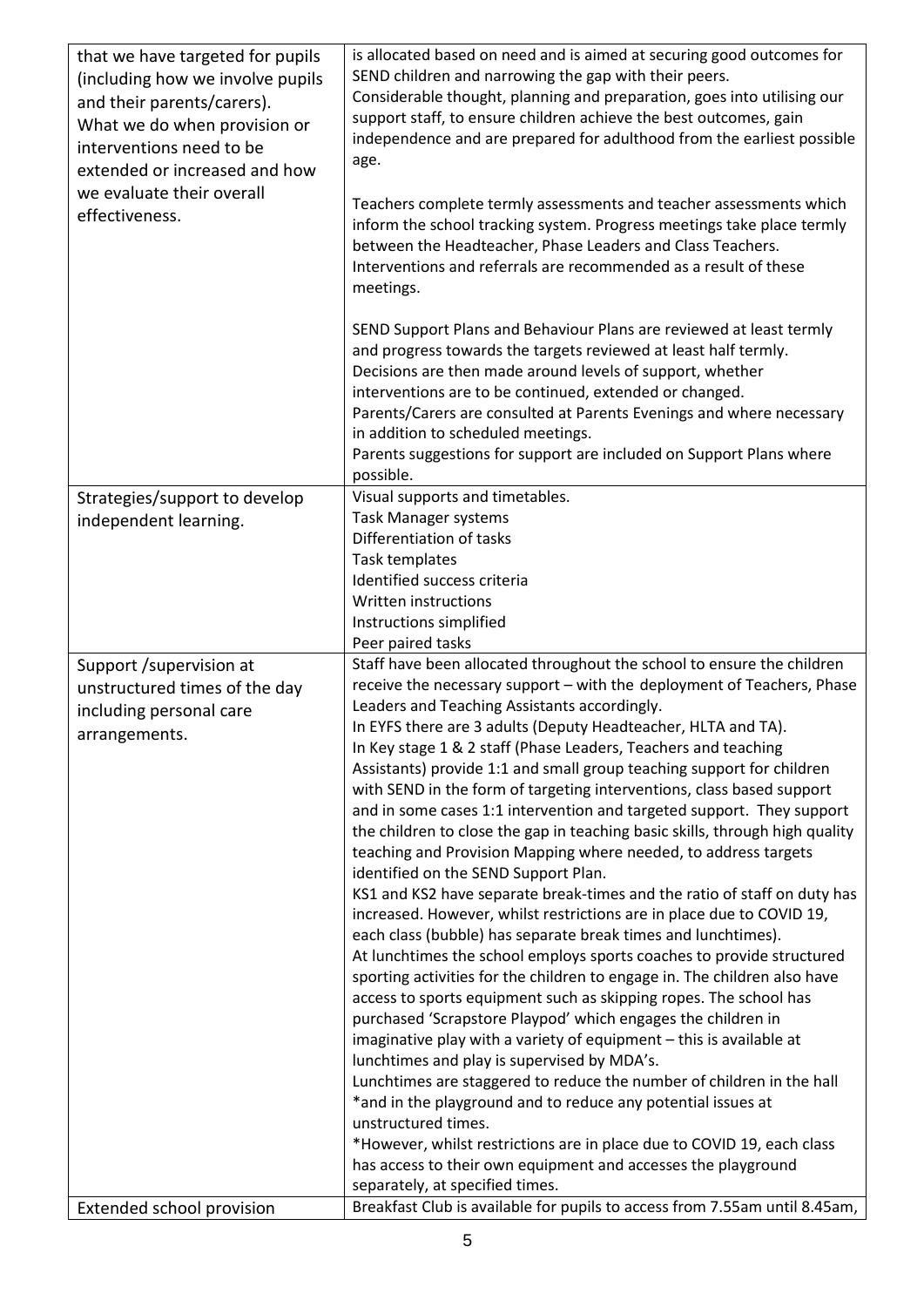| | |
|---|---|
| that we have targeted for pupils (including how we involve pupils and their parents/carers). What we do when provision or interventions need to be extended or increased and how we evaluate their overall effectiveness. | is allocated based on need and is aimed at securing good outcomes for SEND children and narrowing the gap with their peers.<br>Considerable thought, planning and preparation, goes into utilising our support staff, to ensure children achieve the best outcomes, gain independence and are prepared for adulthood from the earliest possible age.<br><br>Teachers complete termly assessments and teacher assessments which inform the school tracking system. Progress meetings take place termly between the Headteacher, Phase Leaders and Class Teachers. Interventions and referrals are recommended as a result of these meetings.<br><br>SEND Support Plans and Behaviour Plans are reviewed at least termly and progress towards the targets reviewed at least half termly. Decisions are then made around levels of support, whether interventions are to be continued, extended or changed.<br>Parents/Carers are consulted at Parents Evenings and where necessary in addition to scheduled meetings.<br>Parents suggestions for support are included on Support Plans where possible. |
| Strategies/support to develop independent learning. | Visual supports and timetables.<br>Task Manager systems<br>Differentiation of tasks<br>Task templates<br>Identified success criteria<br>Written instructions<br>Instructions simplified<br>Peer paired tasks |
| Support /supervision at unstructured times of the day including personal care arrangements. | Staff have been allocated throughout the school to ensure the children receive the necessary support – with the deployment of Teachers, Phase Leaders and Teaching Assistants accordingly.<br>In EYFS there are 3 adults (Deputy Headteacher, HLTA and TA).<br>In Key stage 1 & 2 staff (Phase Leaders, Teachers and teaching Assistants) provide 1:1 and small group teaching support for children with SEND in the form of targeting interventions, class based support and in some cases 1:1 intervention and targeted support. They support the children to close the gap in teaching basic skills, through high quality teaching and Provision Mapping where needed, to address targets identified on the SEND Support Plan.<br>KS1 and KS2 have separate break-times and the ratio of staff on duty has increased. However, whilst restrictions are in place due to COVID 19, each class (bubble) has separate break times and lunchtimes).<br>At lunchtimes the school employs sports coaches to provide structured sporting activities for the children to engage in. The children also have access to sports equipment such as skipping ropes. The school has purchased 'Scrapstore Playpod' which engages the children in imaginative play with a variety of equipment – this is available at lunchtimes and play is supervised by MDA's.<br>Lunchtimes are staggered to reduce the number of children in the hall *and in the playground and to reduce any potential issues at unstructured times.<br>*However, whilst restrictions are in place due to COVID 19, each class has access to their own equipment and accesses the playground separately, at specified times. |
| Extended school provision | Breakfast Club is available for pupils to access from 7.55am until 8.45am, |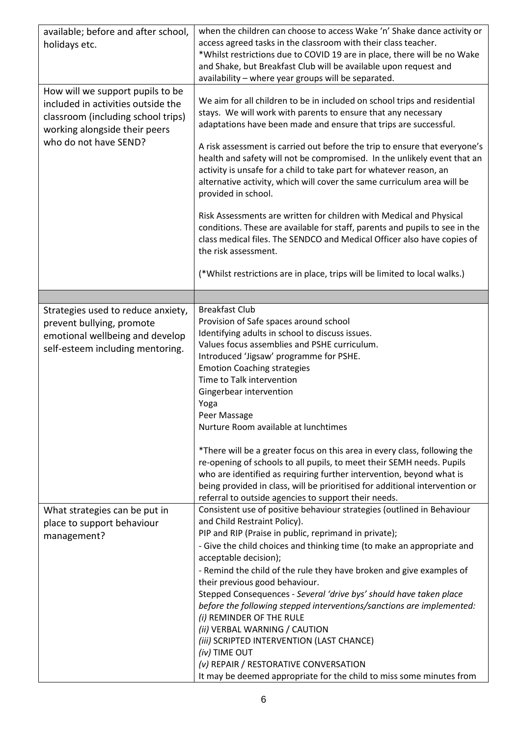| | |
|---|---|
| available; before and after school, holidays etc. | when the children can choose to access Wake 'n' Shake dance activity or access agreed tasks in the classroom with their class teacher.<br>*Whilst restrictions due to COVID 19 are in place, there will be no Wake and Shake, but Breakfast Club will be available upon request and availability – where year groups will be separated. |
| How will we support pupils to be included in activities outside the classroom (including school trips) working alongside their peers who do not have SEND? | We aim for all children to be in included on school trips and residential stays. We will work with parents to ensure that any necessary adaptations have been made and ensure that trips are successful.<br><br>A risk assessment is carried out before the trip to ensure that everyone's health and safety will not be compromised. In the unlikely event that an activity is unsafe for a child to take part for whatever reason, an alternative activity, which will cover the same curriculum area will be provided in school.<br><br>Risk Assessments are written for children with Medical and Physical conditions. These are available for staff, parents and pupils to see in the class medical files. The SENDCO and Medical Officer also have copies of the risk assessment.<br><br>(*Whilst restrictions are in place, trips will be limited to local walks.) |
| | |
| Strategies used to reduce anxiety, prevent bullying, promote emotional wellbeing and develop self-esteem including mentoring. | Breakfast Club<br>Provision of Safe spaces around school<br>Identifying adults in school to discuss issues.<br>Values focus assemblies and PSHE curriculum.<br>Introduced 'Jigsaw' programme for PSHE.<br>Emotion Coaching strategies<br>Time to Talk intervention<br>Gingerbear intervention<br>Yoga<br>Peer Massage<br>Nurture Room available at lunchtimes<br><br>*There will be a greater focus on this area in every class, following the re-opening of schools to all pupils, to meet their SEMH needs. Pupils who are identified as requiring further intervention, beyond what is being provided in class, will be prioritised for additional intervention or referral to outside agencies to support their needs. |
| What strategies can be put in place to support behaviour management? | Consistent use of positive behaviour strategies (outlined in Behaviour and Child Restraint Policy).<br>PIP and RIP (Praise in public, reprimand in private);<br>- Give the child choices and thinking time (to make an appropriate and acceptable decision);<br>- Remind the child of the rule they have broken and give examples of their previous good behaviour.<br>Stepped Consequences - *Several 'drive bys' should have taken place before the following stepped interventions/sanctions are implemented:*<br>*(i)* REMINDER OF THE RULE<br>*(ii)* VERBAL WARNING / CAUTION<br>*(iii)* SCRIPTED INTERVENTION (LAST CHANCE)<br>*(iv)* TIME OUT<br>*(v)* REPAIR / RESTORATIVE CONVERSATION<br>It may be deemed appropriate for the child to miss some minutes from |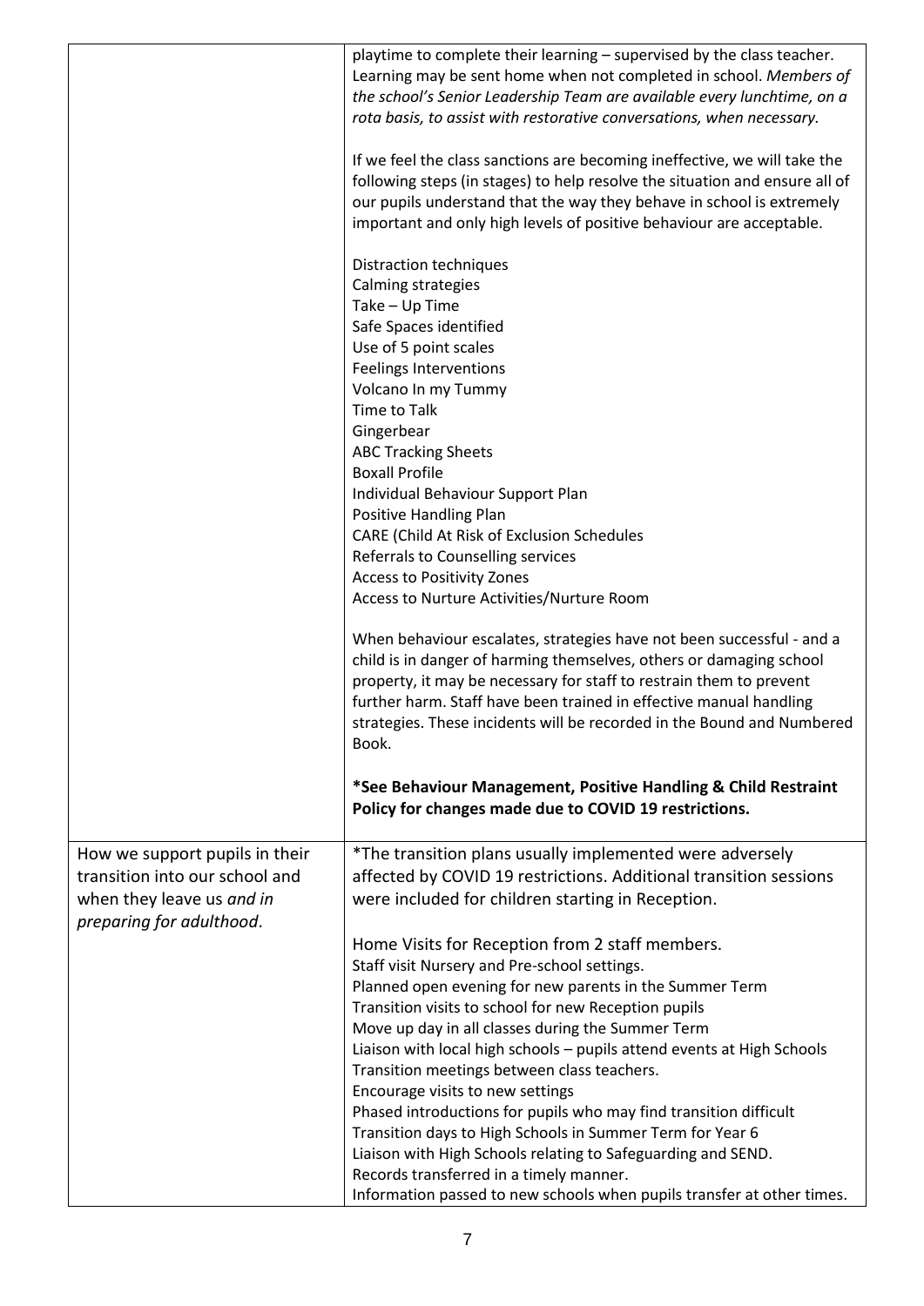| | |
|---|---|
| | playtime to complete their learning – supervised by the class teacher. Learning may be sent home when not completed in school. *Members of the school's Senior Leadership Team are available every lunchtime, on a rota basis, to assist with restorative conversations, when necessary.*<br><br>If we feel the class sanctions are becoming ineffective, we will take the following steps (in stages) to help resolve the situation and ensure all of our pupils understand that the way they behave in school is extremely important and only high levels of positive behaviour are acceptable.<br><br>Distraction techniques<br>Calming strategies<br>Take – Up Time<br>Safe Spaces identified<br>Use of 5 point scales<br>Feelings Interventions<br>Volcano In my Tummy<br>Time to Talk<br>Gingerbear<br>ABC Tracking Sheets<br>Boxall Profile<br>Individual Behaviour Support Plan<br>Positive Handling Plan<br>CARE (Child At Risk of Exclusion Schedules<br>Referrals to Counselling services<br>Access to Positivity Zones<br>Access to Nurture Activities/Nurture Room<br><br>When behaviour escalates, strategies have not been successful - and a child is in danger of harming themselves, others or damaging school property, it may be necessary for staff to restrain them to prevent further harm. Staff have been trained in effective manual handling strategies. These incidents will be recorded in the Bound and Numbered Book.<br><br>**\*See Behaviour Management, Positive Handling & Child Restraint Policy for changes made due to COVID 19 restrictions.** |
| How we support pupils in their transition into our school and when they leave us *and in preparing for adulthood*. | \*The transition plans usually implemented were adversely affected by COVID 19 restrictions. Additional transition sessions were included for children starting in Reception.<br><br>Home Visits for Reception from 2 staff members.<br>Staff visit Nursery and Pre-school settings.<br>Planned open evening for new parents in the Summer Term<br>Transition visits to school for new Reception pupils<br>Move up day in all classes during the Summer Term<br>Liaison with local high schools – pupils attend events at High Schools<br>Transition meetings between class teachers.<br>Encourage visits to new settings<br>Phased introductions for pupils who may find transition difficult<br>Transition days to High Schools in Summer Term for Year 6<br>Liaison with High Schools relating to Safeguarding and SEND.<br>Records transferred in a timely manner.<br>Information passed to new schools when pupils transfer at other times. |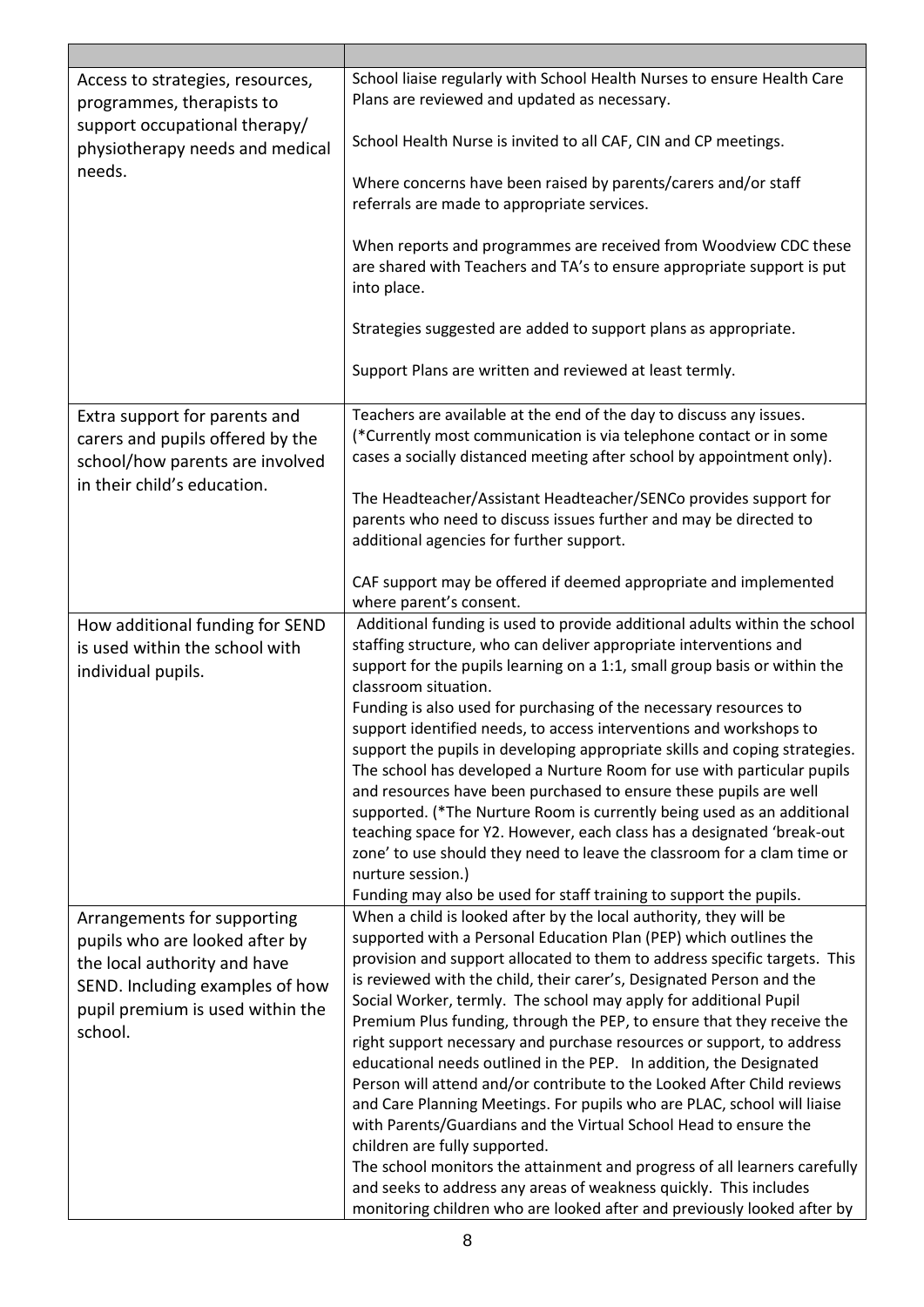| | |
|---|---|
| Access to strategies, resources, programmes, therapists to support occupational therapy/ physiotherapy needs and medical needs. | School liaise regularly with School Health Nurses to ensure Health Care Plans are reviewed and updated as necessary.<br><br>School Health Nurse is invited to all CAF, CIN and CP meetings.<br><br>Where concerns have been raised by parents/carers and/or staff referrals are made to appropriate services.<br><br>When reports and programmes are received from Woodview CDC these are shared with Teachers and TA's to ensure appropriate support is put into place.<br><br>Strategies suggested are added to support plans as appropriate.<br><br>Support Plans are written and reviewed at least termly. |
| Extra support for parents and carers and pupils offered by the school/how parents are involved in their child's education. | Teachers are available at the end of the day to discuss any issues. (*Currently most communication is via telephone contact or in some cases a socially distanced meeting after school by appointment only).<br><br>The Headteacher/Assistant Headteacher/SENCo provides support for parents who need to discuss issues further and may be directed to additional agencies for further support.<br><br>CAF support may be offered if deemed appropriate and implemented where parent's consent. |
| How additional funding for SEND is used within the school with individual pupils. | Additional funding is used to provide additional adults within the school staffing structure, who can deliver appropriate interventions and support for the pupils learning on a 1:1, small group basis or within the classroom situation.<br>Funding is also used for purchasing of the necessary resources to support identified needs, to access interventions and workshops to support the pupils in developing appropriate skills and coping strategies. The school has developed a Nurture Room for use with particular pupils and resources have been purchased to ensure these pupils are well supported. (*The Nurture Room is currently being used as an additional teaching space for Y2. However, each class has a designated 'break-out zone' to use should they need to leave the classroom for a clam time or nurture session.)<br>Funding may also be used for staff training to support the pupils. |
| Arrangements for supporting pupils who are looked after by the local authority and have SEND. Including examples of how pupil premium is used within the school. | When a child is looked after by the local authority, they will be supported with a Personal Education Plan (PEP) which outlines the provision and support allocated to them to address specific targets. This is reviewed with the child, their carer's, Designated Person and the Social Worker, termly. The school may apply for additional Pupil Premium Plus funding, through the PEP, to ensure that they receive the right support necessary and purchase resources or support, to address educational needs outlined in the PEP. In addition, the Designated Person will attend and/or contribute to the Looked After Child reviews and Care Planning Meetings. For pupils who are PLAC, school will liaise with Parents/Guardians and the Virtual School Head to ensure the children are fully supported.<br>The school monitors the attainment and progress of all learners carefully and seeks to address any areas of weakness quickly. This includes monitoring children who are looked after and previously looked after by |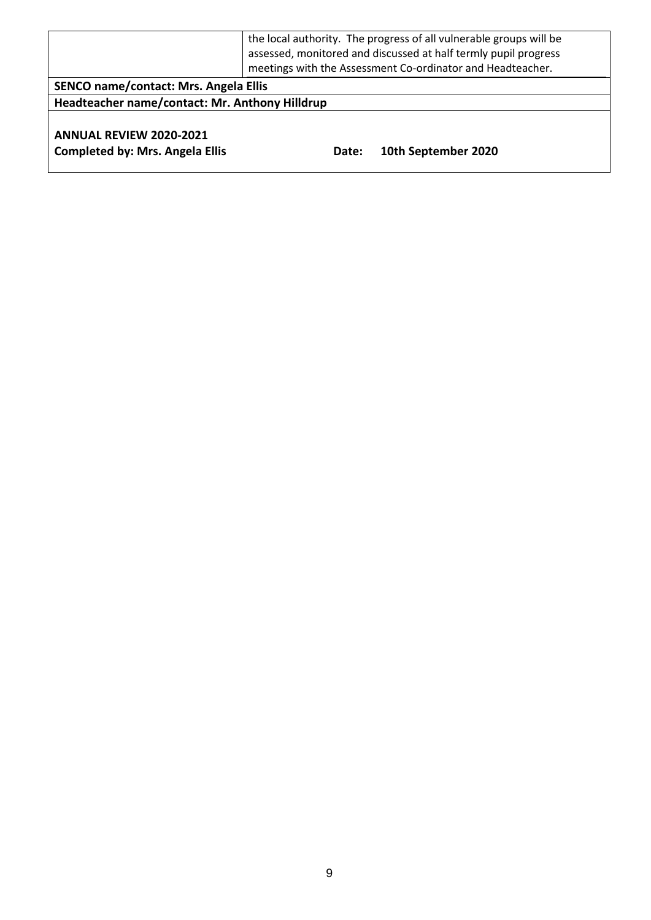| | |
|---|---|
| | the local authority. The progress of all vulnerable groups will be assessed, monitored and discussed at half termly pupil progress meetings with the Assessment Co-ordinator and Headteacher. |

**SENCO name/contact: Mrs. Angela Ellis**

**Headteacher name/contact: Mr. Anthony Hilldrup**

**ANNUAL REVIEW 2020-2021**

**Completed by: Mrs. Angela Ellis** **Date: 10th September 2020**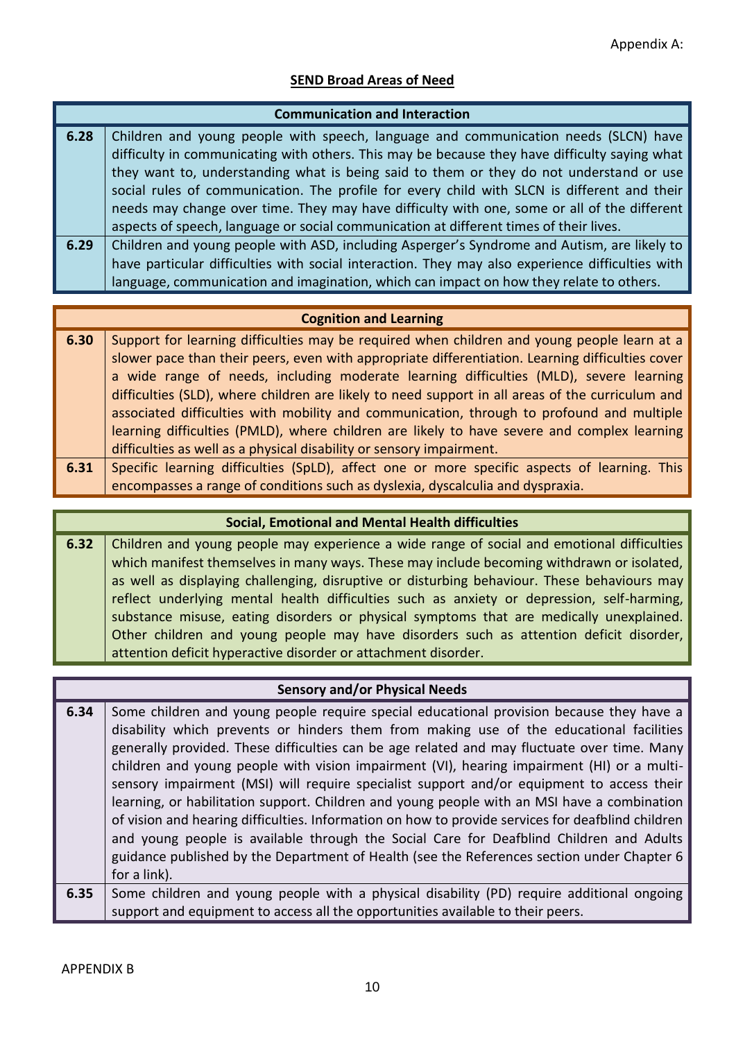Appendix A:

**SEND Broad Areas of Need**

| Communication and Interaction | |
|---|---|
| **6.28** | Children and young people with speech, language and communication needs (SLCN) have difficulty in communicating with others. This may be because they have difficulty saying what they want to, understanding what is being said to them or they do not understand or use social rules of communication. The profile for every child with SLCN is different and their needs may change over time. They may have difficulty with one, some or all of the different aspects of speech, language or social communication at different times of their lives. |
| **6.29** | Children and young people with ASD, including Asperger's Syndrome and Autism, are likely to have particular difficulties with social interaction. They may also experience difficulties with language, communication and imagination, which can impact on how they relate to others. |

| Cognition and Learning | |
|---|---|
| **6.30** | Support for learning difficulties may be required when children and young people learn at a slower pace than their peers, even with appropriate differentiation. Learning difficulties cover a wide range of needs, including moderate learning difficulties (MLD), severe learning difficulties (SLD), where children are likely to need support in all areas of the curriculum and associated difficulties with mobility and communication, through to profound and multiple learning difficulties (PMLD), where children are likely to have severe and complex learning difficulties as well as a physical disability or sensory impairment. |
| **6.31** | Specific learning difficulties (SpLD), affect one or more specific aspects of learning. This encompasses a range of conditions such as dyslexia, dyscalculia and dyspraxia. |

| Social, Emotional and Mental Health difficulties | |
|---|---|
| **6.32** | Children and young people may experience a wide range of social and emotional difficulties which manifest themselves in many ways. These may include becoming withdrawn or isolated, as well as displaying challenging, disruptive or disturbing behaviour. These behaviours may reflect underlying mental health difficulties such as anxiety or depression, self-harming, substance misuse, eating disorders or physical symptoms that are medically unexplained. Other children and young people may have disorders such as attention deficit disorder, attention deficit hyperactive disorder or attachment disorder. |

| Sensory and/or Physical Needs | |
|---|---|
| **6.34** | Some children and young people require special educational provision because they have a disability which prevents or hinders them from making use of the educational facilities generally provided. These difficulties can be age related and may fluctuate over time. Many children and young people with vision impairment (VI), hearing impairment (HI) or a multi-sensory impairment (MSI) will require specialist support and/or equipment to access their learning, or habilitation support. Children and young people with an MSI have a combination of vision and hearing difficulties. Information on how to provide services for deafblind children and young people is available through the Social Care for Deafblind Children and Adults guidance published by the Department of Health (see the References section under Chapter 6 for a link). |
| **6.35** | Some children and young people with a physical disability (PD) require additional ongoing support and equipment to access all the opportunities available to their peers. |

APPENDIX B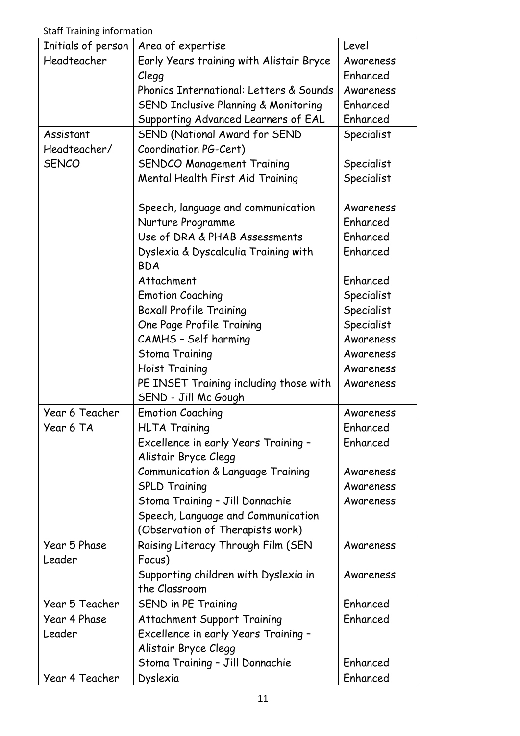Staff Training information

| Initials of person | Area of expertise | Level |
|---|---|---|
| Headteacher | Early Years training with Alistair Bryce Clegg<br>Phonics International: Letters & Sounds<br>SEND Inclusive Planning & Monitoring<br>Supporting Advanced Learners of EAL | Awareness<br>Enhanced<br>Awareness<br>Enhanced<br>Enhanced |
| Assistant Headteacher/ SENCO | SEND (National Award for SEND Coordination PG-Cert)<br>SENDCO Management Training<br>Mental Health First Aid Training<br><br>Speech, language and communication<br>Nurture Programme<br>Use of DRA & PHAB Assessments<br>Dyslexia & Dyscalculia Training with BDA<br>Attachment<br>Emotion Coaching<br>Boxall Profile Training<br>One Page Profile Training<br>CAMHS – Self harming<br>Stoma Training<br>Hoist Training<br>PE INSET Training including those with SEND - Jill Mc Gough | Specialist<br><br>Specialist<br>Specialist<br><br>Awareness<br>Enhanced<br>Enhanced<br>Enhanced<br><br>Enhanced<br>Specialist<br>Specialist<br>Specialist<br>Awareness<br>Awareness<br>Awareness<br>Awareness |
| Year 6 Teacher | Emotion Coaching | Awareness |
| Year 6 TA | HLTA Training<br>Excellence in early Years Training – Alistair Bryce Clegg<br>Communication & Language Training<br>SPLD Training<br>Stoma Training – Jill Donnachie<br>Speech, Language and Communication (Observation of Therapists work) | Enhanced<br>Enhanced<br><br>Awareness<br>Awareness<br>Awareness |
| Year 5 Phase Leader | Raising Literacy Through Film (SEN Focus)<br>Supporting children with Dyslexia in the Classroom | Awareness<br><br>Awareness |
| Year 5 Teacher | SEND in PE Training | Enhanced |
| Year 4 Phase Leader | Attachment Support Training<br>Excellence in early Years Training – Alistair Bryce Clegg<br>Stoma Training – Jill Donnachie | Enhanced<br><br><br>Enhanced |
| Year 4 Teacher | Dyslexia | Enhanced |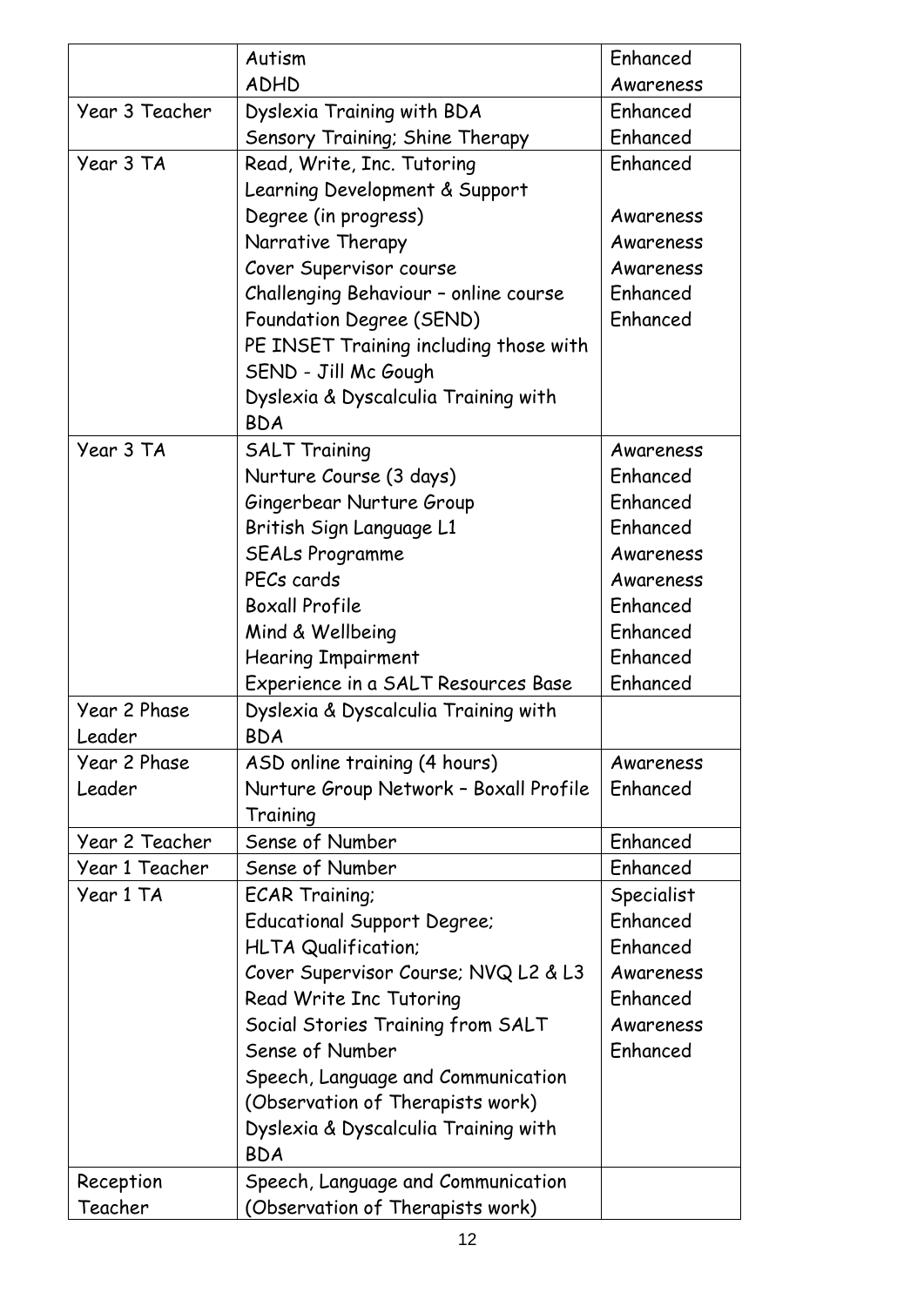| | | |
|---|---|---|
| | Autism<br>ADHD | Enhanced<br>Awareness |
| Year 3 Teacher | Dyslexia Training with BDA<br>Sensory Training; Shine Therapy | Enhanced<br>Enhanced |
| Year 3 TA | Read, Write, Inc. Tutoring<br>Learning Development & Support Degree (in progress)<br>Narrative Therapy<br>Cover Supervisor course<br>Challenging Behaviour – online course<br>Foundation Degree (SEND)<br>PE INSET Training including those with SEND - Jill Mc Gough<br>Dyslexia & Dyscalculia Training with BDA | Enhanced<br><br>Awareness<br>Awareness<br>Awareness<br>Enhanced<br>Enhanced |
| Year 3 TA | SALT Training<br>Nurture Course (3 days)<br>Gingerbear Nurture Group<br>British Sign Language L1<br>SEALs Programme<br>PECs cards<br>Boxall Profile<br>Mind & Wellbeing<br>Hearing Impairment<br>Experience in a SALT Resources Base | Awareness<br>Enhanced<br>Enhanced<br>Enhanced<br>Awareness<br>Awareness<br>Enhanced<br>Enhanced<br>Enhanced<br>Enhanced |
| Year 2 Phase Leader | Dyslexia & Dyscalculia Training with BDA | |
| Year 2 Phase Leader | ASD online training (4 hours)<br>Nurture Group Network – Boxall Profile Training | Awareness<br>Enhanced |
| Year 2 Teacher | Sense of Number | Enhanced |
| Year 1 Teacher | Sense of Number | Enhanced |
| Year 1 TA | ECAR Training;<br>Educational Support Degree;<br>HLTA Qualification;<br>Cover Supervisor Course; NVQ L2 & L3<br>Read Write Inc Tutoring<br>Social Stories Training from SALT<br>Sense of Number<br>Speech, Language and Communication (Observation of Therapists work)<br>Dyslexia & Dyscalculia Training with BDA | Specialist<br>Enhanced<br>Enhanced<br>Awareness<br>Enhanced<br>Awareness<br>Enhanced |
| Reception Teacher | Speech, Language and Communication (Observation of Therapists work) | |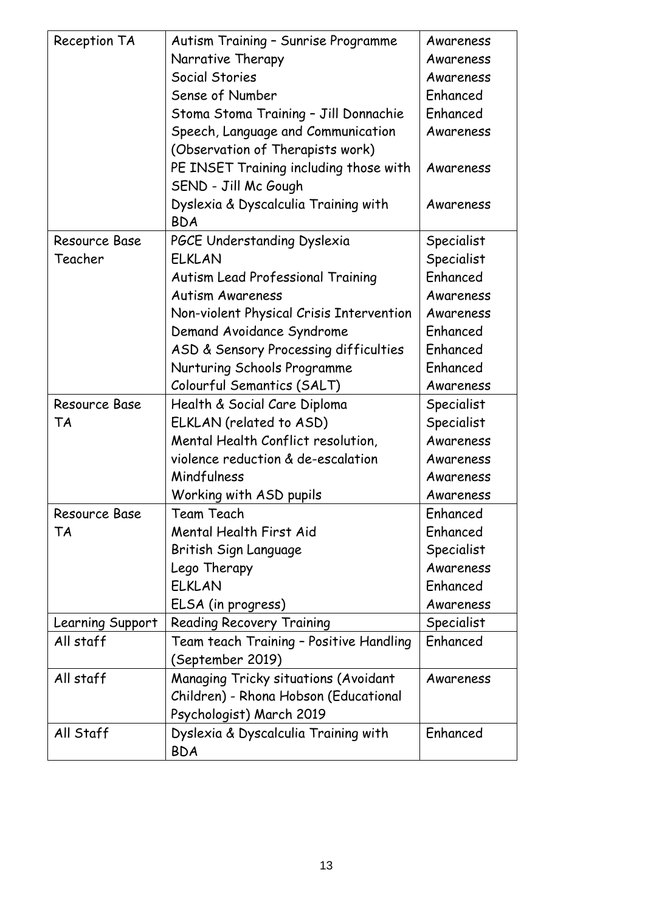| | | |
|---|---|---|
| Reception TA | Autism Training – Sunrise Programme<br>Narrative Therapy<br>Social Stories<br>Sense of Number<br>Stoma Stoma Training – Jill Donnachie<br>Speech, Language and Communication (Observation of Therapists work)<br>PE INSET Training including those with SEND - Jill Mc Gough<br>Dyslexia & Dyscalculia Training with BDA | Awareness<br>Awareness<br>Awareness<br>Enhanced<br>Enhanced<br>Awareness<br><br>Awareness<br><br>Awareness |
| Resource Base Teacher | PGCE Understanding Dyslexia<br>ELKLAN<br>Autism Lead Professional Training<br>Autism Awareness<br>Non-violent Physical Crisis Intervention<br>Demand Avoidance Syndrome<br>ASD & Sensory Processing difficulties<br>Nurturing Schools Programme<br>Colourful Semantics (SALT) | Specialist<br>Specialist<br>Enhanced<br>Awareness<br>Awareness<br>Enhanced<br>Enhanced<br>Enhanced<br>Awareness |
| Resource Base TA | Health & Social Care Diploma<br>ELKLAN (related to ASD)<br>Mental Health Conflict resolution,<br>violence reduction & de-escalation<br>Mindfulness<br>Working with ASD pupils | Specialist<br>Specialist<br>Awareness<br>Awareness<br>Awareness<br>Awareness |
| Resource Base TA | Team Teach<br>Mental Health First Aid<br>British Sign Language<br>Lego Therapy<br>ELKLAN<br>ELSA (in progress) | Enhanced<br>Enhanced<br>Specialist<br>Awareness<br>Enhanced<br>Awareness |
| Learning Support | Reading Recovery Training | Specialist |
| All staff | Team teach Training – Positive Handling (September 2019) | Enhanced |
| All staff | Managing Tricky situations (Avoidant Children) - Rhona Hobson (Educational Psychologist) March 2019 | Awareness |
| All Staff | Dyslexia & Dyscalculia Training with BDA | Enhanced |